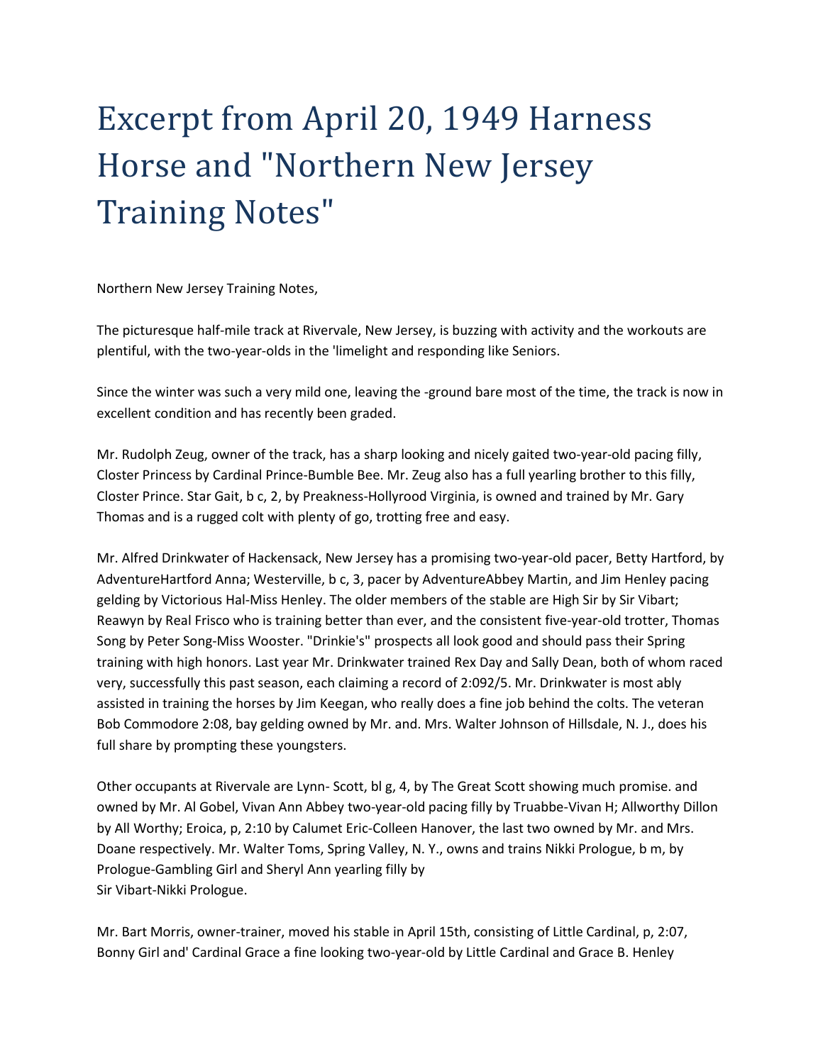# Excerpt from April 20, 1949 Harness Horse and "Northern New Jersey Training Notes"

Northern New Jersey Training Notes,

The picturesque half-mile track at Rivervale, New Jersey, is buzzing with activity and the workouts are plentiful, with the two-year-olds in the 'limelight and responding like Seniors.

Since the winter was such a very mild one, leaving the -ground bare most of the time, the track is now in excellent condition and has recently been graded.

Mr. Rudolph Zeug, owner of the track, has a sharp looking and nicely gaited two-year-old pacing filly, Closter Princess by Cardinal Prince-Bumble Bee. Mr. Zeug also has a full yearling brother to this filly, Closter Prince. Star Gait, b c, 2, by Preakness-Hollyrood Virginia, is owned and trained by Mr. Gary Thomas and is a rugged colt with plenty of go, trotting free and easy.

Mr. Alfred Drinkwater of Hackensack, New Jersey has a promising two-year-old pacer, Betty Hartford, by AdventureHartford Anna; Westerville, b c, 3, pacer by AdventureAbbey Martin, and Jim Henley pacing gelding by Victorious Hal-Miss Henley. The older members of the stable are High Sir by Sir Vibart; Reawyn by Real Frisco who is training better than ever, and the consistent five-year-old trotter, Thomas Song by Peter Song-Miss Wooster. "Drinkie's" prospects all look good and should pass their Spring training with high honors. Last year Mr. Drinkwater trained Rex Day and Sally Dean, both of whom raced very, successfully this past season, each claiming a record of 2:092/5. Mr. Drinkwater is most ably assisted in training the horses by Jim Keegan, who really does a fine job behind the colts. The veteran Bob Commodore 2:08, bay gelding owned by Mr. and. Mrs. Walter Johnson of Hillsdale, N. J., does his full share by prompting these youngsters.

Other occupants at Rivervale are Lynn- Scott, bl g, 4, by The Great Scott showing much promise. and owned by Mr. Al Gobel, Vivan Ann Abbey two-year-old pacing filly by Truabbe-Vivan H; Allworthy Dillon by All Worthy; Eroica, p, 2:10 by Calumet Eric-Colleen Hanover, the last two owned by Mr. and Mrs. Doane respectively. Mr. Walter Toms, Spring Valley, N. Y., owns and trains Nikki Prologue, b m, by Prologue-Gambling Girl and Sheryl Ann yearling filly by
Sir Vibart-Nikki Prologue.

Mr. Bart Morris, owner-trainer, moved his stable in April 15th, consisting of Little Cardinal, p, 2:07, Bonny Girl and' Cardinal Grace a fine looking two-year-old by Little Cardinal and Grace B. Henley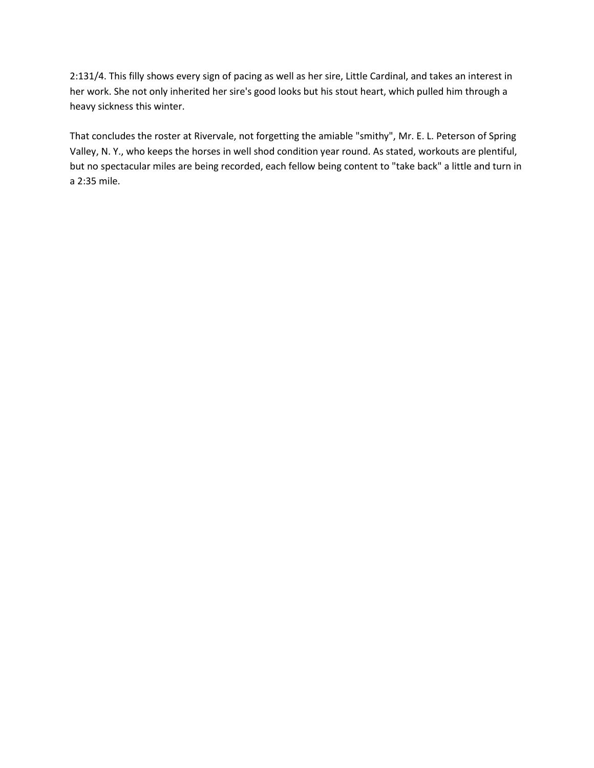2:131/4. This filly shows every sign of pacing as well as her sire, Little Cardinal, and takes an interest in her work. She not only inherited her sire's good looks but his stout heart, which pulled him through a heavy sickness this winter.

That concludes the roster at Rivervale, not forgetting the amiable "smithy", Mr. E. L. Peterson of Spring Valley, N. Y., who keeps the horses in well shod condition year round. As stated, workouts are plentiful, but no spectacular miles are being recorded, each fellow being content to "take back" a little and turn in a 2:35 mile.